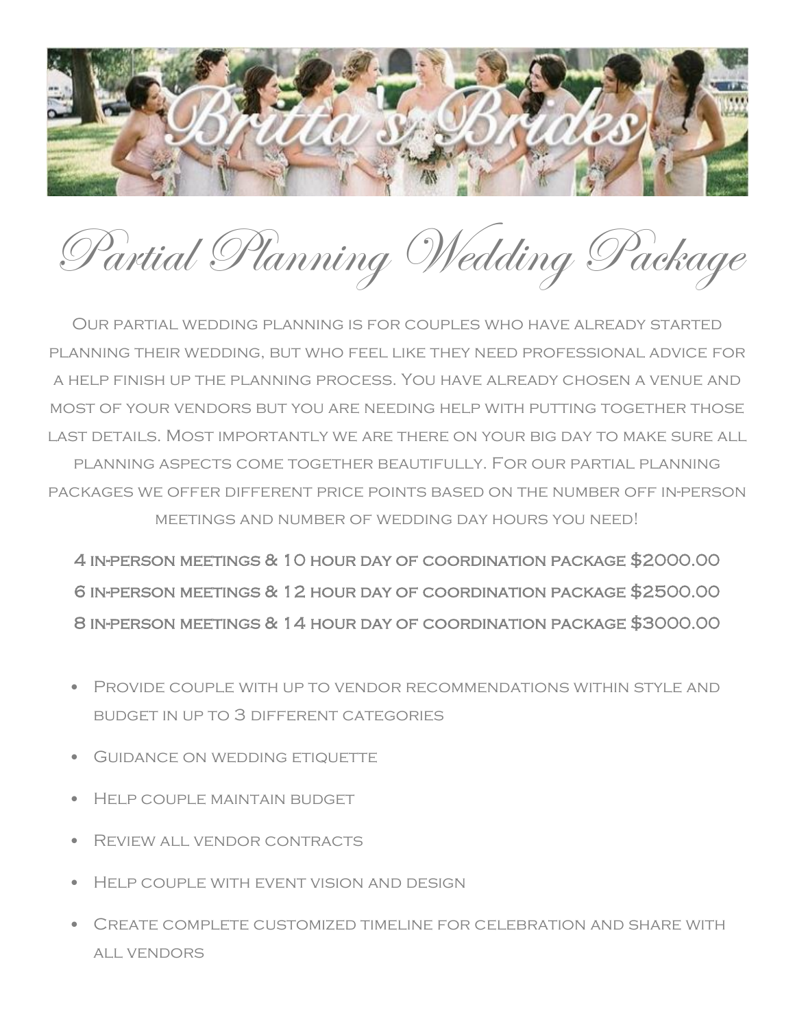# Britta's Brides

# Partial Planning Wedding Package

Our partial wedding planning is for couples who have already started planning their wedding, but who feel like they need professional advice for a help finish up the planning process. You have already chosen a venue and most of your vendors but you are needing help with putting together those last details. Most importantly we are there on your big day to make sure all planning aspects come together beautifully. For our partial planning packages we offer different price points based on the number off in-person meetings and number of wedding day hours you need!

**4 in-person meetings & 10 hour day of coordination package $2000.00**
**6 in-person meetings & 12 hour day of coordination package $2500.00**
**8 in-person meetings & 14 hour day of coordination package $3000.00**

- Provide couple with up to vendor recommendations within style and budget in up to 3 different categories
- Guidance on wedding etiquette
- Help couple maintain budget
- Review all vendor contracts
- Help couple with event vision and design
- Create complete customized timeline for celebration and share with all vendors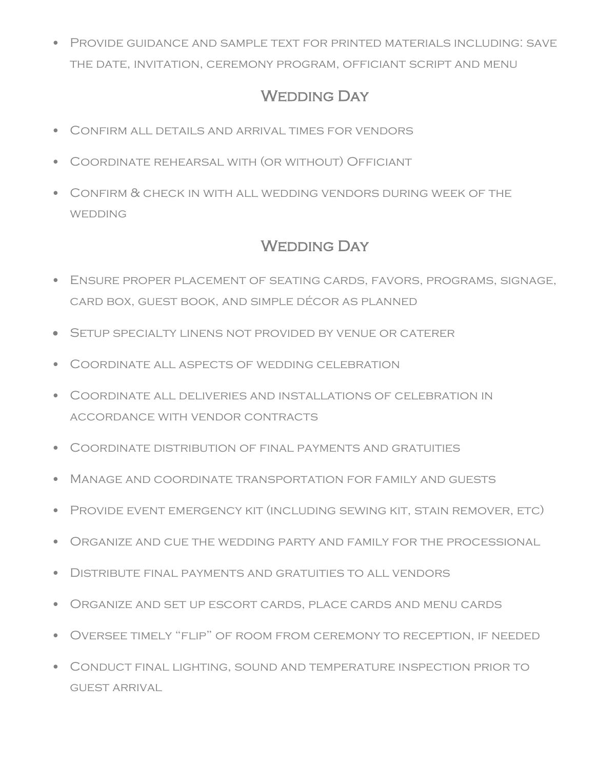- Provide guidance and sample text for printed materials including: save the date, invitation, ceremony program, officiant script and menu

## Wedding Day

- Confirm all details and arrival times for vendors
- Coordinate rehearsal with (or without) Officiant
- Confirm & check in with all wedding vendors during week of the wedding

## Wedding Day

- Ensure proper placement of seating cards, favors, programs, signage, card box, guest book, and simple décor as planned
- Setup specialty linens not provided by venue or caterer
- Coordinate all aspects of wedding celebration
- Coordinate all deliveries and installations of celebration in accordance with vendor contracts
- Coordinate distribution of final payments and gratuities
- Manage and coordinate transportation for family and guests
- Provide event emergency kit (including sewing kit, stain remover, etc)
- Organize and cue the wedding party and family for the processional
- Distribute final payments and gratuities to all vendors
- Organize and set up escort cards, place cards and menu cards
- Oversee timely "flip" of room from ceremony to reception, if needed
- Conduct final lighting, sound and temperature inspection prior to guest arrival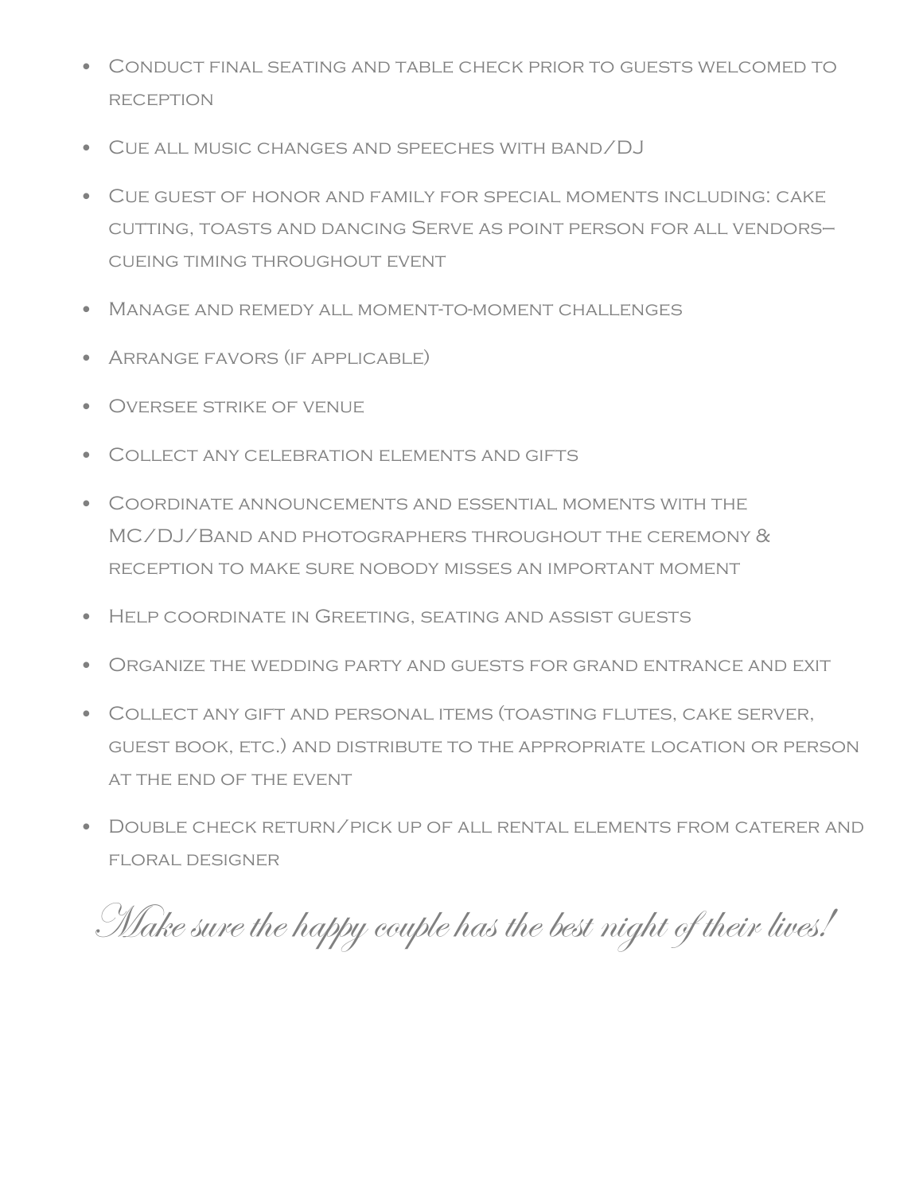- Conduct final seating and table check prior to guests welcomed to reception
- Cue all music changes and speeches with band/DJ
- Cue guest of honor and family for special moments including: cake cutting, toasts and dancing Serve as point person for all vendors– cueing timing throughout event
- Manage and remedy all moment-to-moment challenges
- Arrange favors (if applicable)
- Oversee strike of venue
- Collect any celebration elements and gifts
- Coordinate announcements and essential moments with the MC/DJ/Band and photographers throughout the ceremony & reception to make sure nobody misses an important moment
- Help coordinate in Greeting, seating and assist guests
- Organize the wedding party and guests for grand entrance and exit
- Collect any gift and personal items (toasting flutes, cake server, guest book, etc.) and distribute to the appropriate location or person at the end of the event
- Double check return/pick up of all rental elements from caterer and floral designer

*Make sure the happy couple has the best night of their lives!*